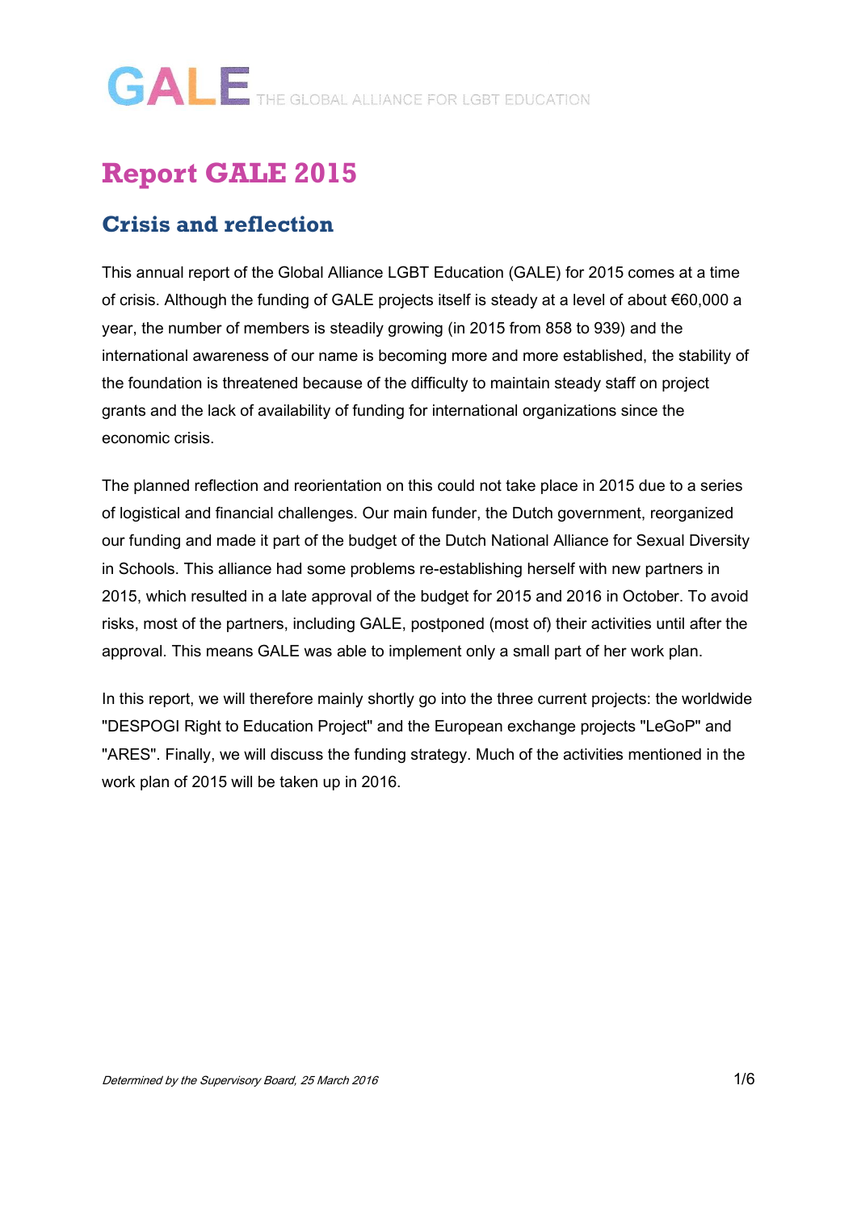GALE THE GLOBAL ALLIANCE FOR LGBT EDUCATION

# Report GALE 2015

## Crisis and reflection

This annual report of the Global Alliance LGBT Education (GALE) for 2015 comes at a time of crisis. Although the funding of GALE projects itself is steady at a level of about €60,000 a year, the number of members is steadily growing (in 2015 from 858 to 939) and the international awareness of our name is becoming more and more established, the stability of the foundation is threatened because of the difficulty to maintain steady staff on project grants and the lack of availability of funding for international organizations since the economic crisis.

The planned reflection and reorientation on this could not take place in 2015 due to a series of logistical and financial challenges. Our main funder, the Dutch government, reorganized our funding and made it part of the budget of the Dutch National Alliance for Sexual Diversity in Schools. This alliance had some problems re-establishing herself with new partners in 2015, which resulted in a late approval of the budget for 2015 and 2016 in October. To avoid risks, most of the partners, including GALE, postponed (most of) their activities until after the approval. This means GALE was able to implement only a small part of her work plan.

In this report, we will therefore mainly shortly go into the three current projects: the worldwide "DESPOGI Right to Education Project" and the European exchange projects "LeGoP" and "ARES". Finally, we will discuss the funding strategy. Much of the activities mentioned in the work plan of 2015 will be taken up in 2016.

*Determined by the Supervisory Board, 25 March 2016*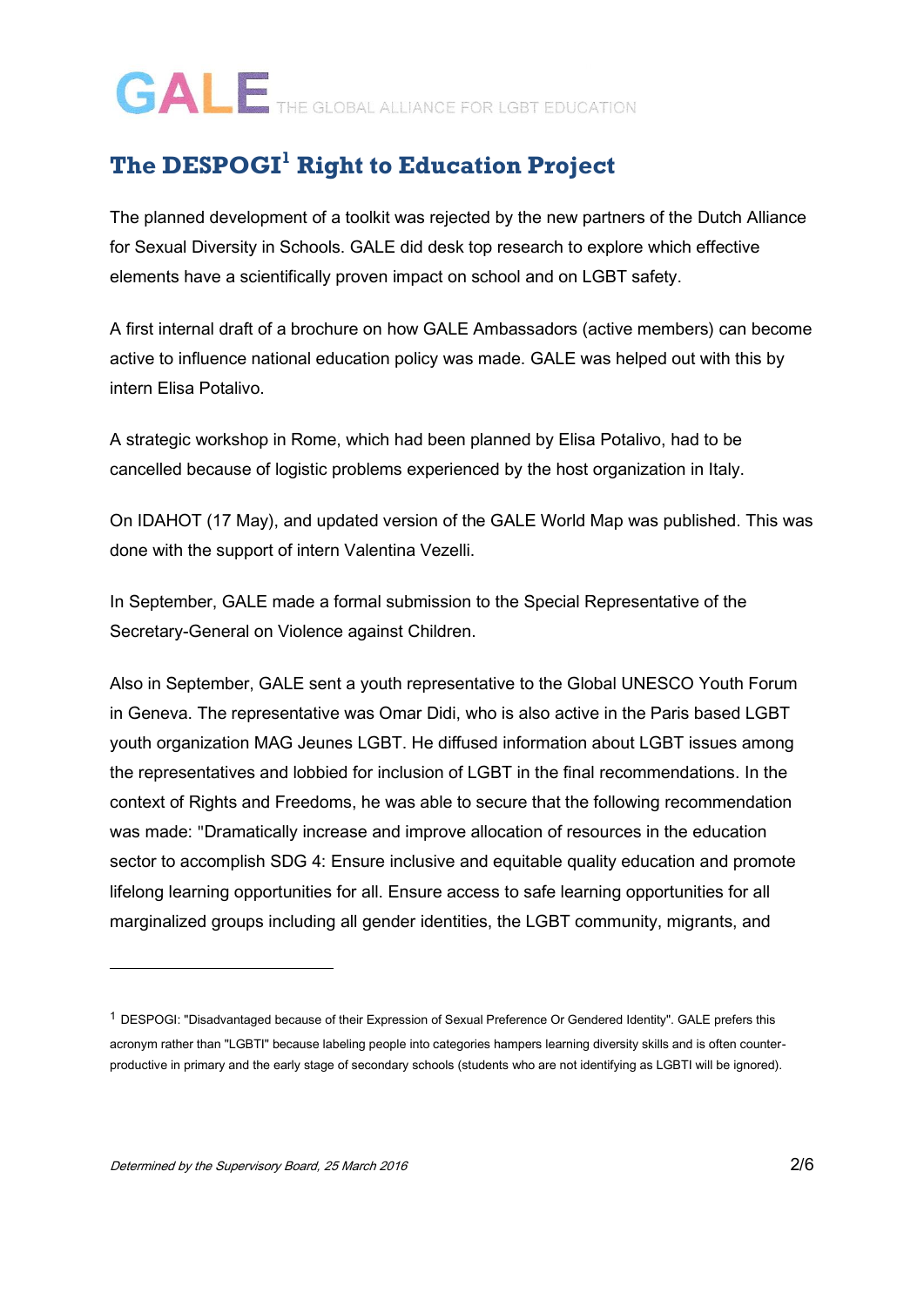## The DESPOGI[1] Right to Education Project

The planned development of a toolkit was rejected by the new partners of the Dutch Alliance for Sexual Diversity in Schools. GALE did desk top research to explore which effective elements have a scientifically proven impact on school and on LGBT safety.

A first internal draft of a brochure on how GALE Ambassadors (active members) can become active to influence national education policy was made. GALE was helped out with this by intern Elisa Potalivo.

A strategic workshop in Rome, which had been planned by Elisa Potalivo, had to be cancelled because of logistic problems experienced by the host organization in Italy.

On IDAHOT (17 May), and updated version of the GALE World Map was published. This was done with the support of intern Valentina Vezelli.

In September, GALE made a formal submission to the Special Representative of the Secretary-General on Violence against Children.

Also in September, GALE sent a youth representative to the Global UNESCO Youth Forum in Geneva. The representative was Omar Didi, who is also active in the Paris based LGBT youth organization MAG Jeunes LGBT. He diffused information about LGBT issues among the representatives and lobbied for inclusion of LGBT in the final recommendations. In the context of Rights and Freedoms, he was able to secure that the following recommendation was made: "Dramatically increase and improve allocation of resources in the education sector to accomplish SDG 4: Ensure inclusive and equitable quality education and promote lifelong learning opportunities for all. Ensure access to safe learning opportunities for all marginalized groups including all gender identities, the LGBT community, migrants, and

---

[1] DESPOGI: "Disadvantaged because of their Expression of Sexual Preference Or Gendered Identity". GALE prefers this acronym rather than "LGBTI" because labeling people into categories hampers learning diversity skills and is often counter-productive in primary and the early stage of secondary schools (students who are not identifying as LGBTI will be ignored).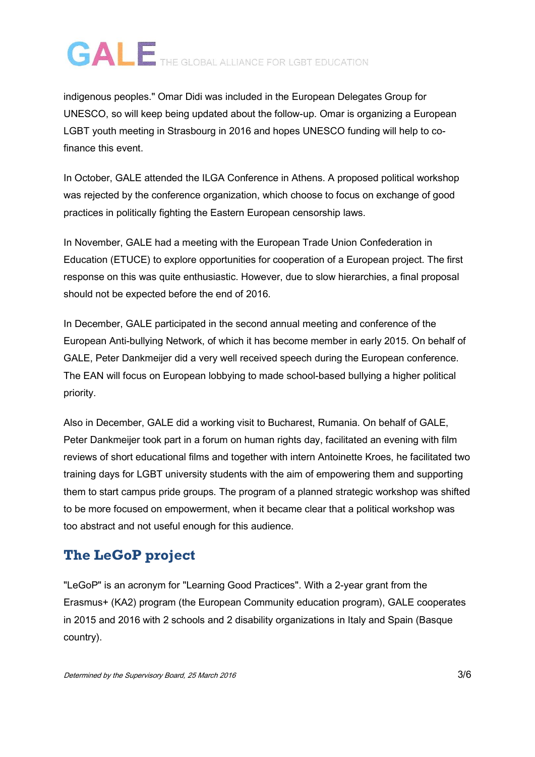indigenous peoples." Omar Didi was included in the European Delegates Group for UNESCO, so will keep being updated about the follow-up. Omar is organizing a European LGBT youth meeting in Strasbourg in 2016 and hopes UNESCO funding will help to co-finance this event.

In October, GALE attended the ILGA Conference in Athens. A proposed political workshop was rejected by the conference organization, which choose to focus on exchange of good practices in politically fighting the Eastern European censorship laws.

In November, GALE had a meeting with the European Trade Union Confederation in Education (ETUCE) to explore opportunities for cooperation of a European project. The first response on this was quite enthusiastic. However, due to slow hierarchies, a final proposal should not be expected before the end of 2016.

In December, GALE participated in the second annual meeting and conference of the European Anti-bullying Network, of which it has become member in early 2015. On behalf of GALE, Peter Dankmeijer did a very well received speech during the European conference. The EAN will focus on European lobbying to made school-based bullying a higher political priority.

Also in December, GALE did a working visit to Bucharest, Rumania. On behalf of GALE, Peter Dankmeijer took part in a forum on human rights day, facilitated an evening with film reviews of short educational films and together with intern Antoinette Kroes, he facilitated two training days for LGBT university students with the aim of empowering them and supporting them to start campus pride groups. The program of a planned strategic workshop was shifted to be more focused on empowerment, when it became clear that a political workshop was too abstract and not useful enough for this audience.

## The LeGoP project

"LeGoP" is an acronym for "Learning Good Practices". With a 2-year grant from the Erasmus+ (KA2) program (the European Community education program), GALE cooperates in 2015 and 2016 with 2 schools and 2 disability organizations in Italy and Spain (Basque country).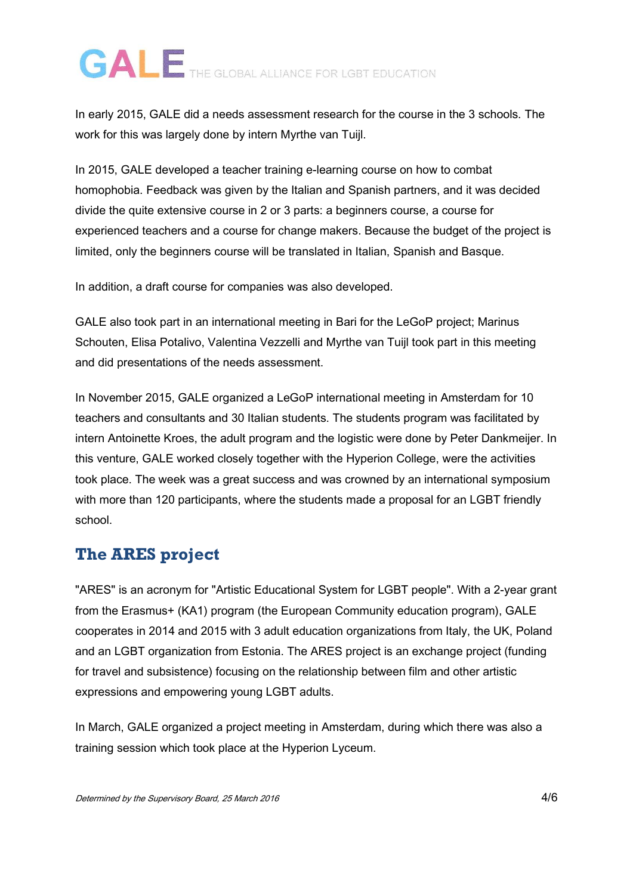In early 2015, GALE did a needs assessment research for the course in the 3 schools. The work for this was largely done by intern Myrthe van Tuijl.

In 2015, GALE developed a teacher training e-learning course on how to combat homophobia. Feedback was given by the Italian and Spanish partners, and it was decided divide the quite extensive course in 2 or 3 parts: a beginners course, a course for experienced teachers and a course for change makers. Because the budget of the project is limited, only the beginners course will be translated in Italian, Spanish and Basque.

In addition, a draft course for companies was also developed.

GALE also took part in an international meeting in Bari for the LeGoP project; Marinus Schouten, Elisa Potalivo, Valentina Vezzelli and Myrthe van Tuijl took part in this meeting and did presentations of the needs assessment.

In November 2015, GALE organized a LeGoP international meeting in Amsterdam for 10 teachers and consultants and 30 Italian students. The students program was facilitated by intern Antoinette Kroes, the adult program and the logistic were done by Peter Dankmeijer. In this venture, GALE worked closely together with the Hyperion College, were the activities took place. The week was a great success and was crowned by an international symposium with more than 120 participants, where the students made a proposal for an LGBT friendly school.

## The ARES project

"ARES" is an acronym for "Artistic Educational System for LGBT people". With a 2-year grant from the Erasmus+ (KA1) program (the European Community education program), GALE cooperates in 2014 and 2015 with 3 adult education organizations from Italy, the UK, Poland and an LGBT organization from Estonia. The ARES project is an exchange project (funding for travel and subsistence) focusing on the relationship between film and other artistic expressions and empowering young LGBT adults.

In March, GALE organized a project meeting in Amsterdam, during which there was also a training session which took place at the Hyperion Lyceum.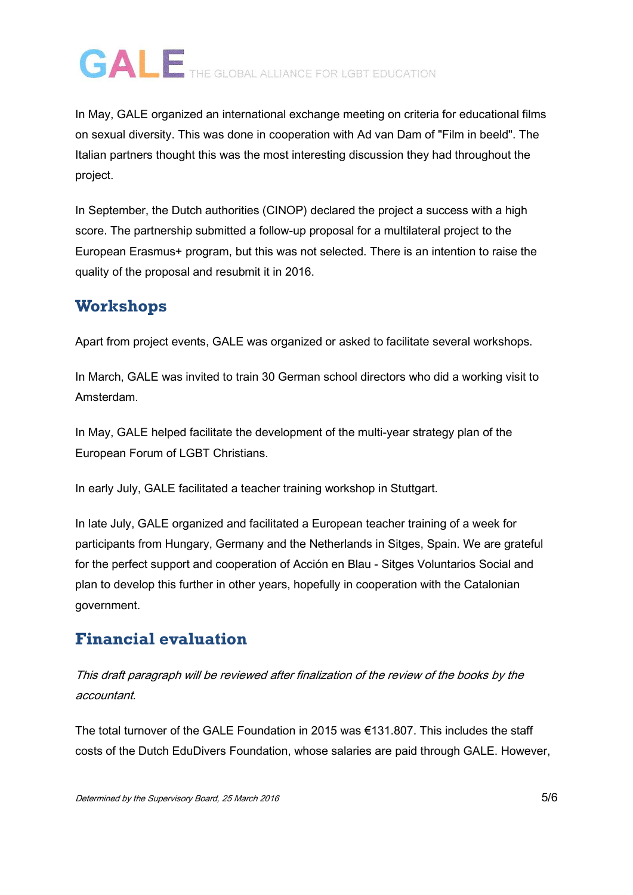In May, GALE organized an international exchange meeting on criteria for educational films on sexual diversity. This was done in cooperation with Ad van Dam of "Film in beeld". The Italian partners thought this was the most interesting discussion they had throughout the project.

In September, the Dutch authorities (CINOP) declared the project a success with a high score. The partnership submitted a follow-up proposal for a multilateral project to the European Erasmus+ program, but this was not selected. There is an intention to raise the quality of the proposal and resubmit it in 2016.

## Workshops

Apart from project events, GALE was organized or asked to facilitate several workshops.

In March, GALE was invited to train 30 German school directors who did a working visit to Amsterdam.

In May, GALE helped facilitate the development of the multi-year strategy plan of the European Forum of LGBT Christians.

In early July, GALE facilitated a teacher training workshop in Stuttgart.

In late July, GALE organized and facilitated a European teacher training of a week for participants from Hungary, Germany and the Netherlands in Sitges, Spain. We are grateful for the perfect support and cooperation of Acción en Blau - Sitges Voluntarios Social and plan to develop this further in other years, hopefully in cooperation with the Catalonian government.

## Financial evaluation

*This draft paragraph will be reviewed after finalization of the review of the books by the accountant.*

The total turnover of the GALE Foundation in 2015 was €131.807. This includes the staff costs of the Dutch EduDivers Foundation, whose salaries are paid through GALE. However,

*Determined by the Supervisory Board, 25 March 2016*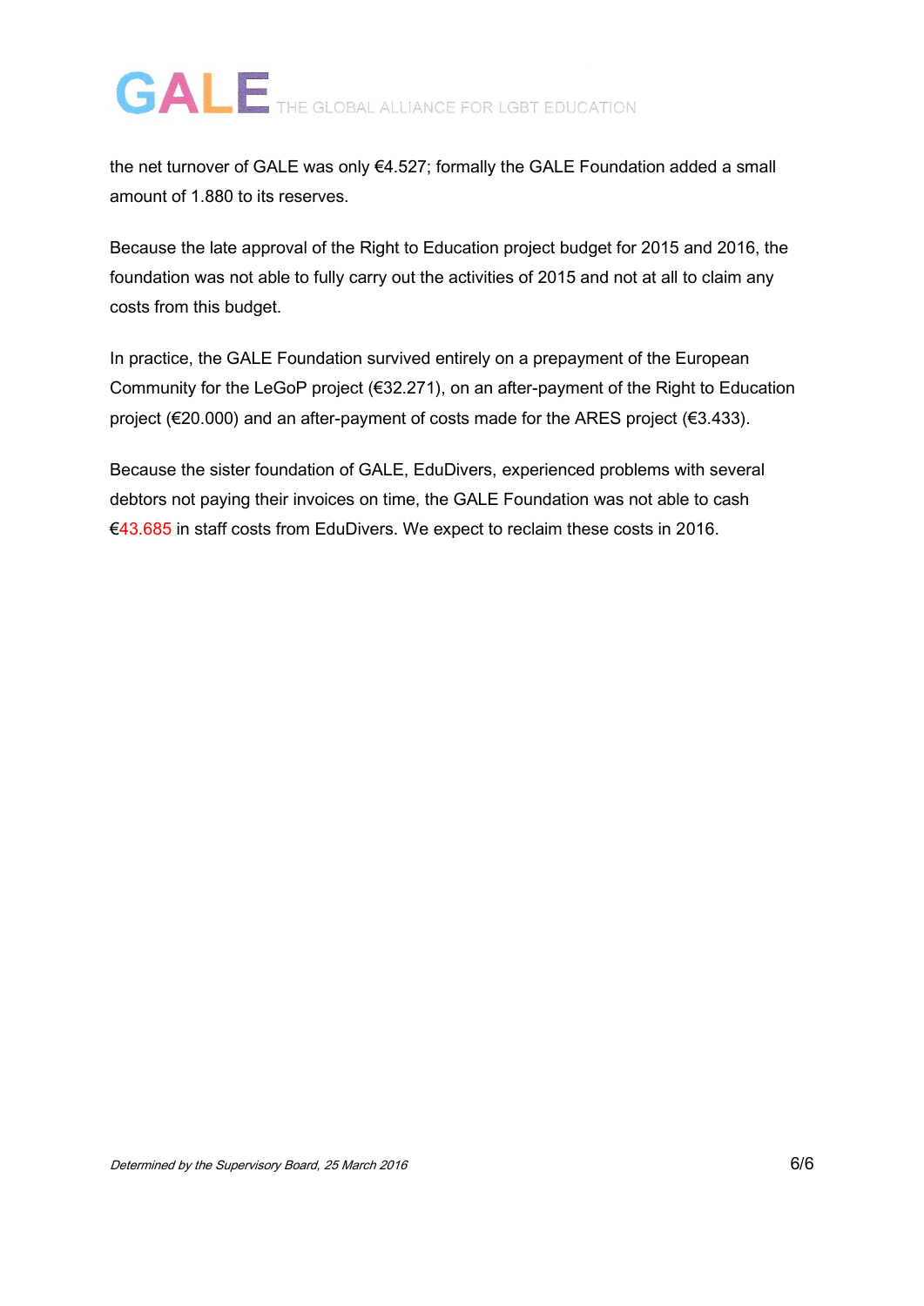the net turnover of GALE was only €4.527; formally the GALE Foundation added a small amount of 1.880 to its reserves.

Because the late approval of the Right to Education project budget for 2015 and 2016, the foundation was not able to fully carry out the activities of 2015 and not at all to claim any costs from this budget.

In practice, the GALE Foundation survived entirely on a prepayment of the European Community for the LeGoP project (€32.271), on an after-payment of the Right to Education project (€20.000) and an after-payment of costs made for the ARES project (€3.433).

Because the sister foundation of GALE, EduDivers, experienced problems with several debtors not paying their invoices on time, the GALE Foundation was not able to cash €43.685 in staff costs from EduDivers. We expect to reclaim these costs in 2016.

*Determined by the Supervisory Board, 25 March 2016*